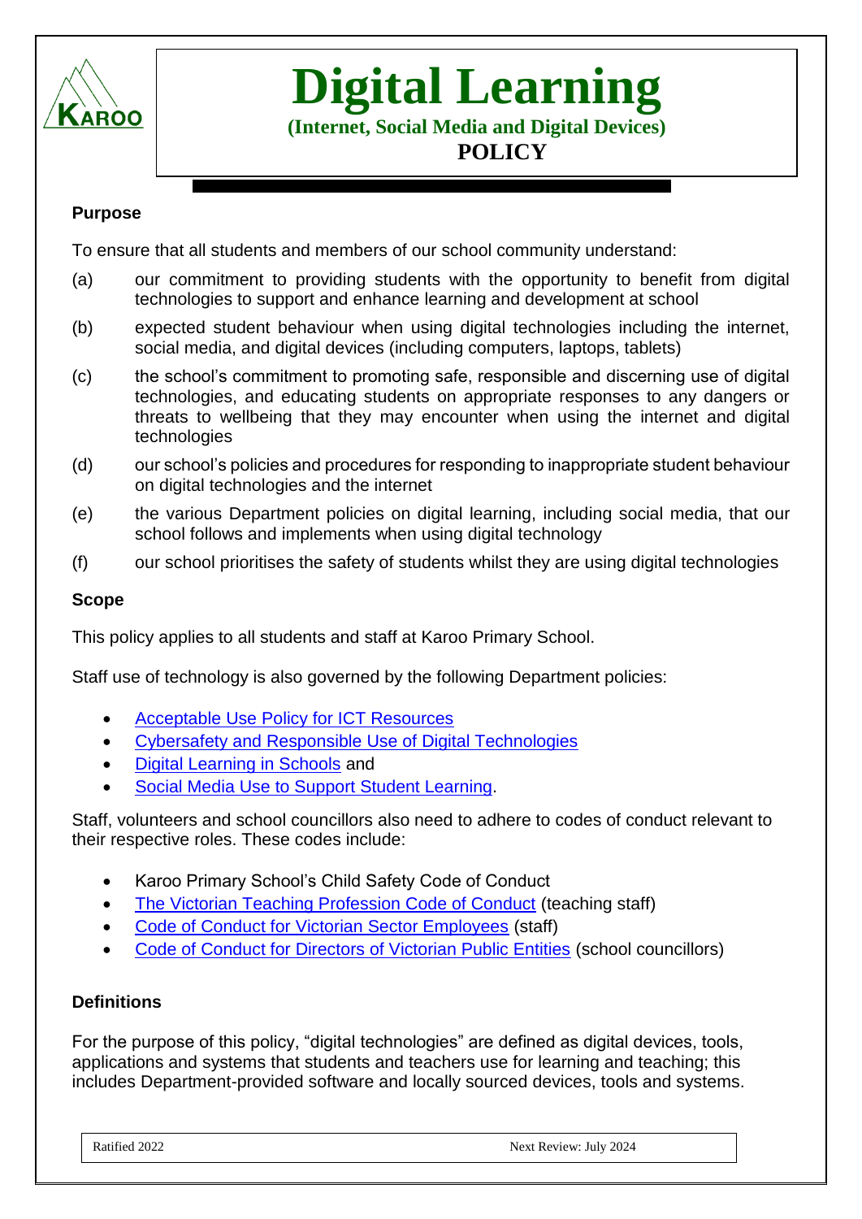# Digital Learning

**(Internet, Social Media and Digital Devices)**

**POLICY**

## Purpose

To ensure that all students and members of our school community understand:

(a) our commitment to providing students with the opportunity to benefit from digital technologies to support and enhance learning and development at school

(b) expected student behaviour when using digital technologies including the internet, social media, and digital devices (including computers, laptops, tablets)

(c) the school's commitment to promoting safe, responsible and discerning use of digital technologies, and educating students on appropriate responses to any dangers or threats to wellbeing that they may encounter when using the internet and digital technologies

(d) our school's policies and procedures for responding to inappropriate student behaviour on digital technologies and the internet

(e) the various Department policies on digital learning, including social media, that our school follows and implements when using digital technology

(f) our school prioritises the safety of students whilst they are using digital technologies

## Scope

This policy applies to all students and staff at Karoo Primary School.

Staff use of technology is also governed by the following Department policies:

- Acceptable Use Policy for ICT Resources
- Cybersafety and Responsible Use of Digital Technologies
- Digital Learning in Schools and
- Social Media Use to Support Student Learning.

Staff, volunteers and school councillors also need to adhere to codes of conduct relevant to their respective roles. These codes include:

- Karoo Primary School's Child Safety Code of Conduct
- The Victorian Teaching Profession Code of Conduct (teaching staff)
- Code of Conduct for Victorian Sector Employees (staff)
- Code of Conduct for Directors of Victorian Public Entities (school councillors)

## Definitions

For the purpose of this policy, "digital technologies" are defined as digital devices, tools, applications and systems that students and teachers use for learning and teaching; this includes Department-provided software and locally sourced devices, tools and systems.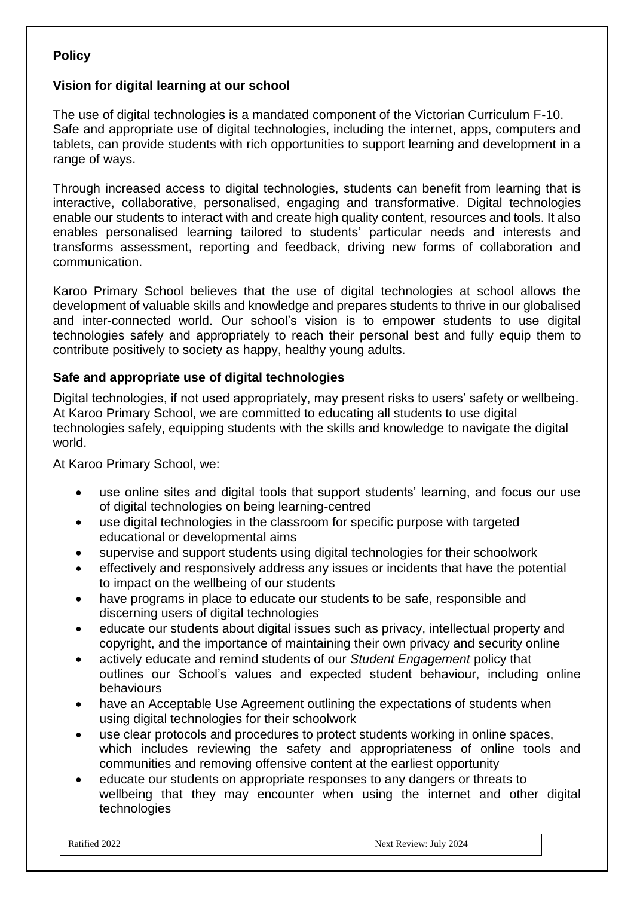**Policy**

**Vision for digital learning at our school**

The use of digital technologies is a mandated component of the Victorian Curriculum F-10. Safe and appropriate use of digital technologies, including the internet, apps, computers and tablets, can provide students with rich opportunities to support learning and development in a range of ways.

Through increased access to digital technologies, students can benefit from learning that is interactive, collaborative, personalised, engaging and transformative. Digital technologies enable our students to interact with and create high quality content, resources and tools. It also enables personalised learning tailored to students' particular needs and interests and transforms assessment, reporting and feedback, driving new forms of collaboration and communication.

Karoo Primary School believes that the use of digital technologies at school allows the development of valuable skills and knowledge and prepares students to thrive in our globalised and inter-connected world. Our school's vision is to empower students to use digital technologies safely and appropriately to reach their personal best and fully equip them to contribute positively to society as happy, healthy young adults.

**Safe and appropriate use of digital technologies**

Digital technologies, if not used appropriately, may present risks to users' safety or wellbeing. At Karoo Primary School, we are committed to educating all students to use digital technologies safely, equipping students with the skills and knowledge to navigate the digital world.

At Karoo Primary School, we:

- use online sites and digital tools that support students' learning, and focus our use of digital technologies on being learning-centred
- use digital technologies in the classroom for specific purpose with targeted educational or developmental aims
- supervise and support students using digital technologies for their schoolwork
- effectively and responsively address any issues or incidents that have the potential to impact on the wellbeing of our students
- have programs in place to educate our students to be safe, responsible and discerning users of digital technologies
- educate our students about digital issues such as privacy, intellectual property and copyright, and the importance of maintaining their own privacy and security online
- actively educate and remind students of our *Student Engagement* policy that outlines our School's values and expected student behaviour, including online behaviours
- have an Acceptable Use Agreement outlining the expectations of students when using digital technologies for their schoolwork
- use clear protocols and procedures to protect students working in online spaces, which includes reviewing the safety and appropriateness of online tools and communities and removing offensive content at the earliest opportunity
- educate our students on appropriate responses to any dangers or threats to wellbeing that they may encounter when using the internet and other digital technologies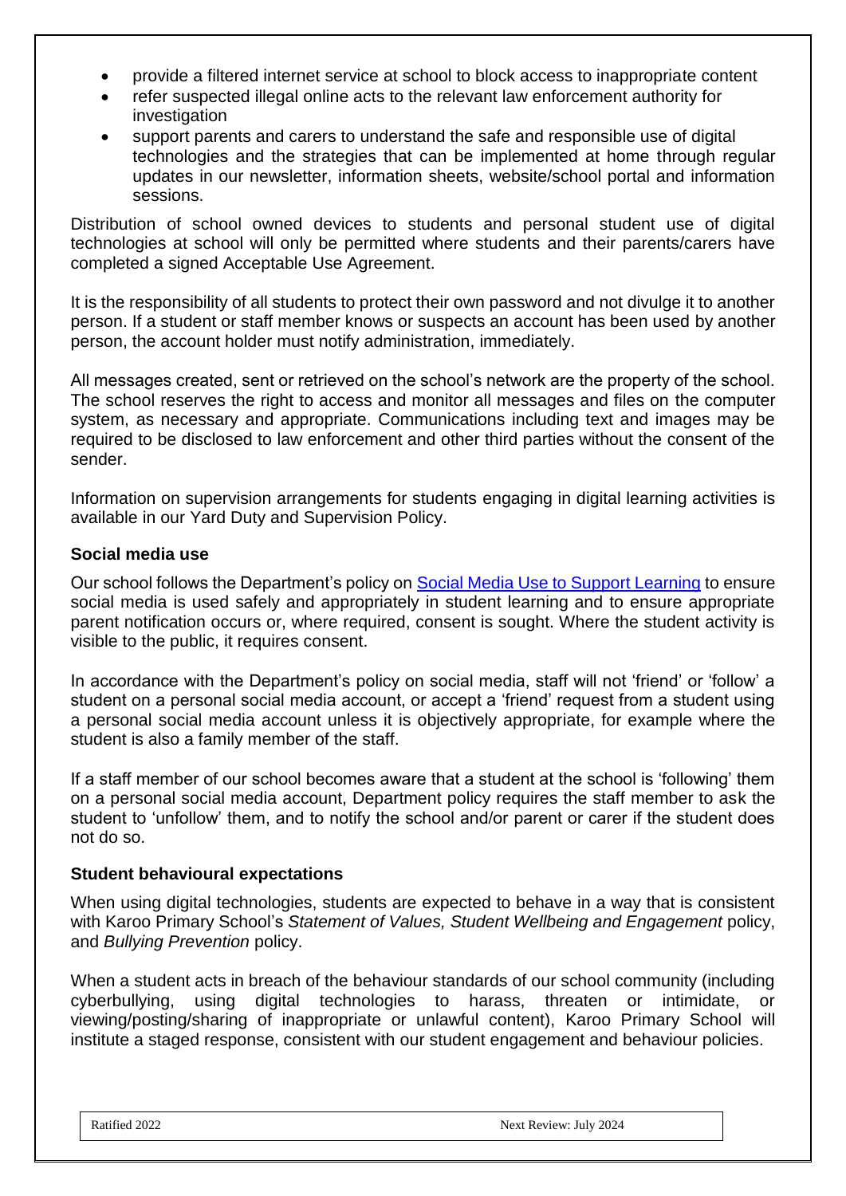- provide a filtered internet service at school to block access to inappropriate content
- refer suspected illegal online acts to the relevant law enforcement authority for investigation
- support parents and carers to understand the safe and responsible use of digital technologies and the strategies that can be implemented at home through regular updates in our newsletter, information sheets, website/school portal and information sessions.

Distribution of school owned devices to students and personal student use of digital technologies at school will only be permitted where students and their parents/carers have completed a signed Acceptable Use Agreement.

It is the responsibility of all students to protect their own password and not divulge it to another person. If a student or staff member knows or suspects an account has been used by another person, the account holder must notify administration, immediately.

All messages created, sent or retrieved on the school's network are the property of the school. The school reserves the right to access and monitor all messages and files on the computer system, as necessary and appropriate. Communications including text and images may be required to be disclosed to law enforcement and other third parties without the consent of the sender.

Information on supervision arrangements for students engaging in digital learning activities is available in our Yard Duty and Supervision Policy.

### Social media use

Our school follows the Department's policy on [Social Media Use to Support Learning](#) to ensure social media is used safely and appropriately in student learning and to ensure appropriate parent notification occurs or, where required, consent is sought. Where the student activity is visible to the public, it requires consent.

In accordance with the Department's policy on social media, staff will not 'friend' or 'follow' a student on a personal social media account, or accept a 'friend' request from a student using a personal social media account unless it is objectively appropriate, for example where the student is also a family member of the staff.

If a staff member of our school becomes aware that a student at the school is 'following' them on a personal social media account, Department policy requires the staff member to ask the student to 'unfollow' them, and to notify the school and/or parent or carer if the student does not do so.

### Student behavioural expectations

When using digital technologies, students are expected to behave in a way that is consistent with Karoo Primary School's *Statement of Values, Student Wellbeing and Engagement* policy, and *Bullying Prevention* policy.

When a student acts in breach of the behaviour standards of our school community (including cyberbullying, using digital technologies to harass, threaten or intimidate, or viewing/posting/sharing of inappropriate or unlawful content), Karoo Primary School will institute a staged response, consistent with our student engagement and behaviour policies.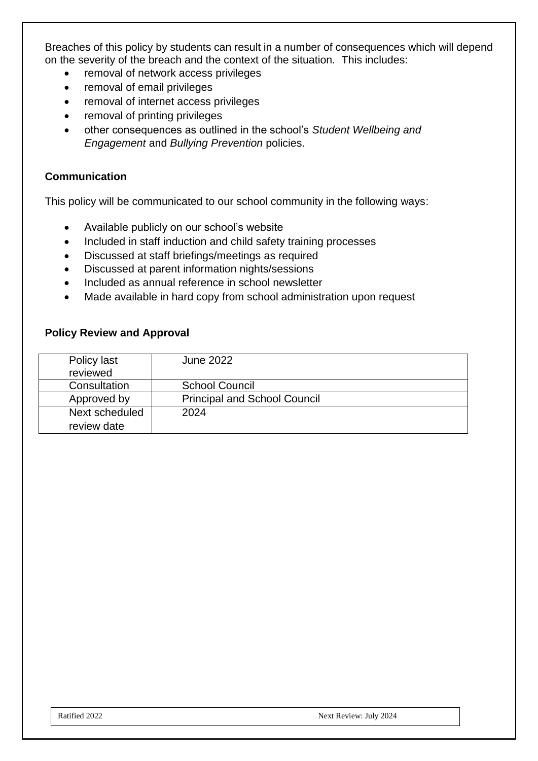Breaches of this policy by students can result in a number of consequences which will depend on the severity of the breach and the context of the situation. This includes:

- removal of network access privileges
- removal of email privileges
- removal of internet access privileges
- removal of printing privileges
- other consequences as outlined in the school's *Student Wellbeing and Engagement* and *Bullying Prevention* policies.

**Communication**

This policy will be communicated to our school community in the following ways:

- Available publicly on our school's website
- Included in staff induction and child safety training processes
- Discussed at staff briefings/meetings as required
- Discussed at parent information nights/sessions
- Included as annual reference in school newsletter
- Made available in hard copy from school administration upon request

**Policy Review and Approval**

| Policy last reviewed | June 2022 |
| --- | --- |
| Consultation | School Council |
| Approved by | Principal and School Council |
| Next scheduled review date | 2024 |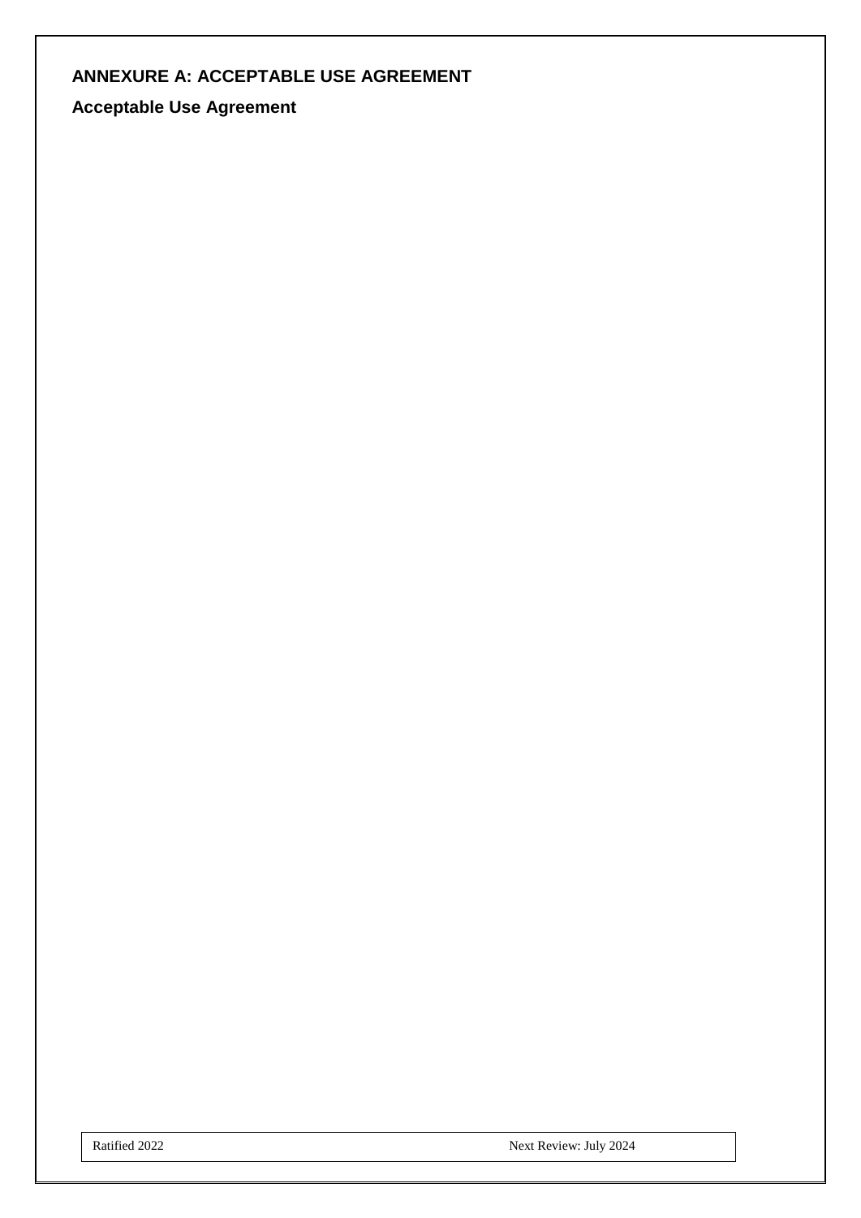## ANNEXURE A: ACCEPTABLE USE AGREEMENT

### Acceptable Use Agreement